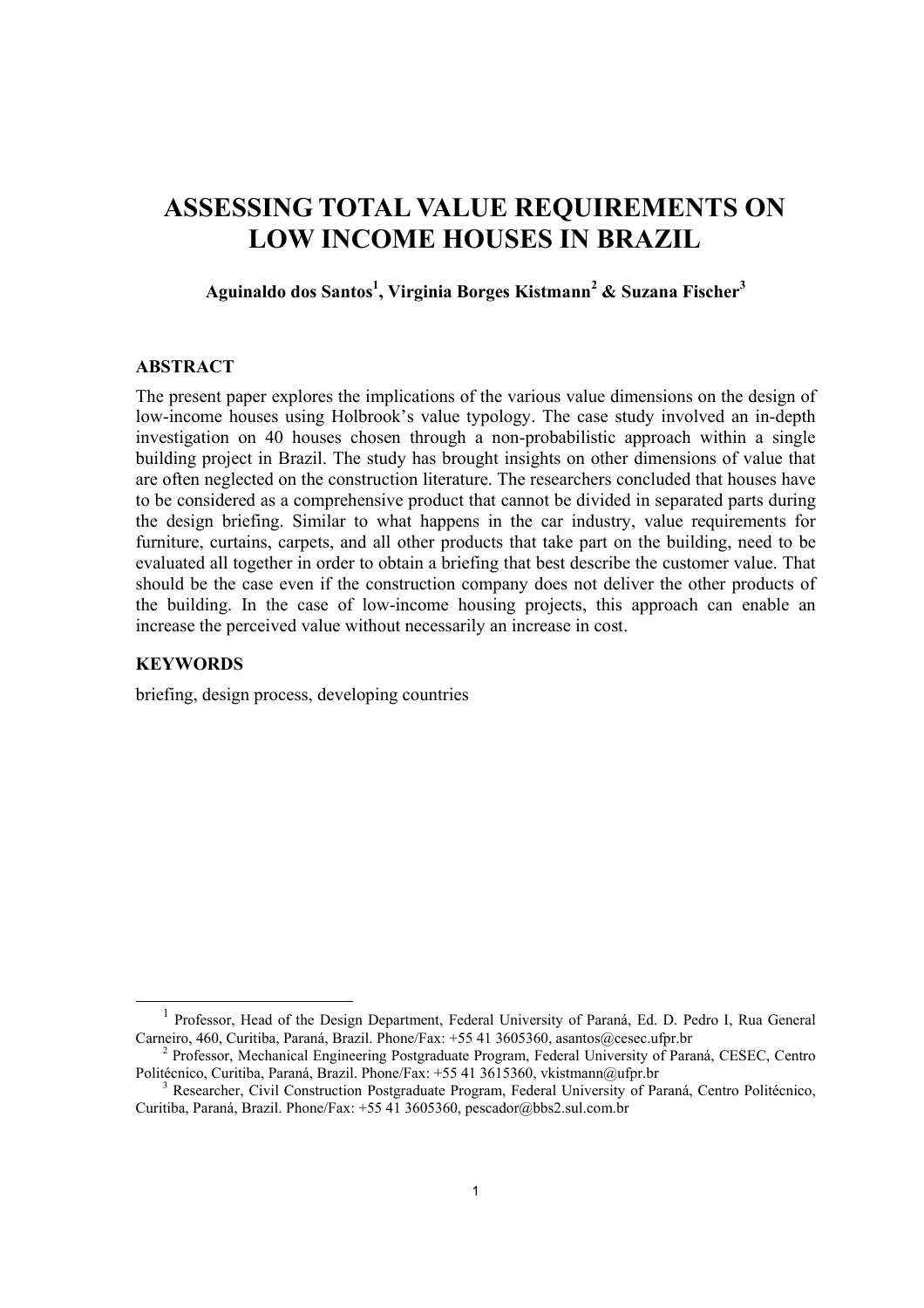# ASSESSING TOTAL VALUE REQUIREMENTS ON LOW INCOME HOUSES IN BRAZIL

**Aguinaldo dos Santos[1], Virginia Borges Kistmann[2] & Suzana Fischer[3]**

## ABSTRACT

The present paper explores the implications of the various value dimensions on the design of low-income houses using Holbrook's value typology. The case study involved an in-depth investigation on 40 houses chosen through a non-probabilistic approach within a single building project in Brazil. The study has brought insights on other dimensions of value that are often neglected on the construction literature. The researchers concluded that houses have to be considered as a comprehensive product that cannot be divided in separated parts during the design briefing. Similar to what happens in the car industry, value requirements for furniture, curtains, carpets, and all other products that take part on the building, need to be evaluated all together in order to obtain a briefing that best describe the customer value. That should be the case even if the construction company does not deliver the other products of the building. In the case of low-income housing projects, this approach can enable an increase the perceived value without necessarily an increase in cost.

## KEYWORDS

briefing, design process, developing countries

---

[1] Professor, Head of the Design Department, Federal University of Paraná, Ed. D. Pedro I, Rua General Carneiro, 460, Curitiba, Paraná, Brazil. Phone/Fax: +55 41 3605360, asantos@cesec.ufpr.br

[2] Professor, Mechanical Engineering Postgraduate Program, Federal University of Paraná, CESEC, Centro Politécnico, Curitiba, Paraná, Brazil. Phone/Fax: +55 41 3615360, vkistmann@ufpr.br

[3] Researcher, Civil Construction Postgraduate Program, Federal University of Paraná, Centro Politécnico, Curitiba, Paraná, Brazil. Phone/Fax: +55 41 3605360, pescador@bbs2.sul.com.br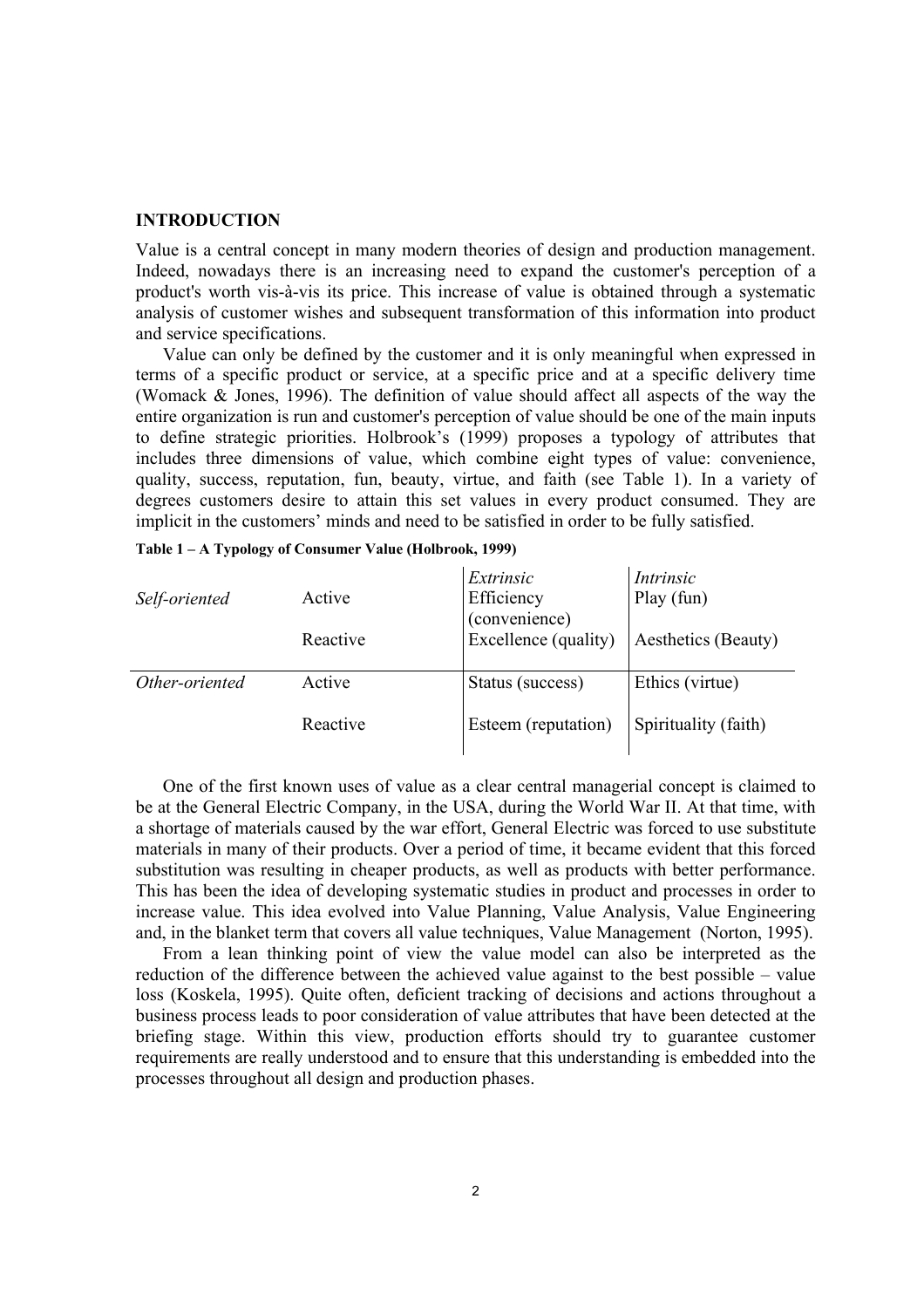## INTRODUCTION

Value is a central concept in many modern theories of design and production management. Indeed, nowadays there is an increasing need to expand the customer's perception of a product's worth vis-à-vis its price. This increase of value is obtained through a systematic analysis of customer wishes and subsequent transformation of this information into product and service specifications.

Value can only be defined by the customer and it is only meaningful when expressed in terms of a specific product or service, at a specific price and at a specific delivery time (Womack & Jones, 1996). The definition of value should affect all aspects of the way the entire organization is run and customer's perception of value should be one of the main inputs to define strategic priorities. Holbrook's (1999) proposes a typology of attributes that includes three dimensions of value, which combine eight types of value: convenience, quality, success, reputation, fun, beauty, virtue, and faith (see Table 1). In a variety of degrees customers desire to attain this set values in every product consumed. They are implicit in the customers' minds and need to be satisfied in order to be fully satisfied.

**Table 1 – A Typology of Consumer Value (Holbrook, 1999)**

| | | *Extrinsic* | *Intrinsic* |
|---|---|---|---|
| *Self-oriented* | Active | Efficiency (convenience) | Play (fun) |
| | Reactive | Excellence (quality) | Aesthetics (Beauty) |
| *Other-oriented* | Active | Status (success) | Ethics (virtue) |
| | Reactive | Esteem (reputation) | Spirituality (faith) |

One of the first known uses of value as a clear central managerial concept is claimed to be at the General Electric Company, in the USA, during the World War II. At that time, with a shortage of materials caused by the war effort, General Electric was forced to use substitute materials in many of their products. Over a period of time, it became evident that this forced substitution was resulting in cheaper products, as well as products with better performance. This has been the idea of developing systematic studies in product and processes in order to increase value. This idea evolved into Value Planning, Value Analysis, Value Engineering and, in the blanket term that covers all value techniques, Value Management (Norton, 1995).

From a lean thinking point of view the value model can also be interpreted as the reduction of the difference between the achieved value against to the best possible – value loss (Koskela, 1995). Quite often, deficient tracking of decisions and actions throughout a business process leads to poor consideration of value attributes that have been detected at the briefing stage. Within this view, production efforts should try to guarantee customer requirements are really understood and to ensure that this understanding is embedded into the processes throughout all design and production phases.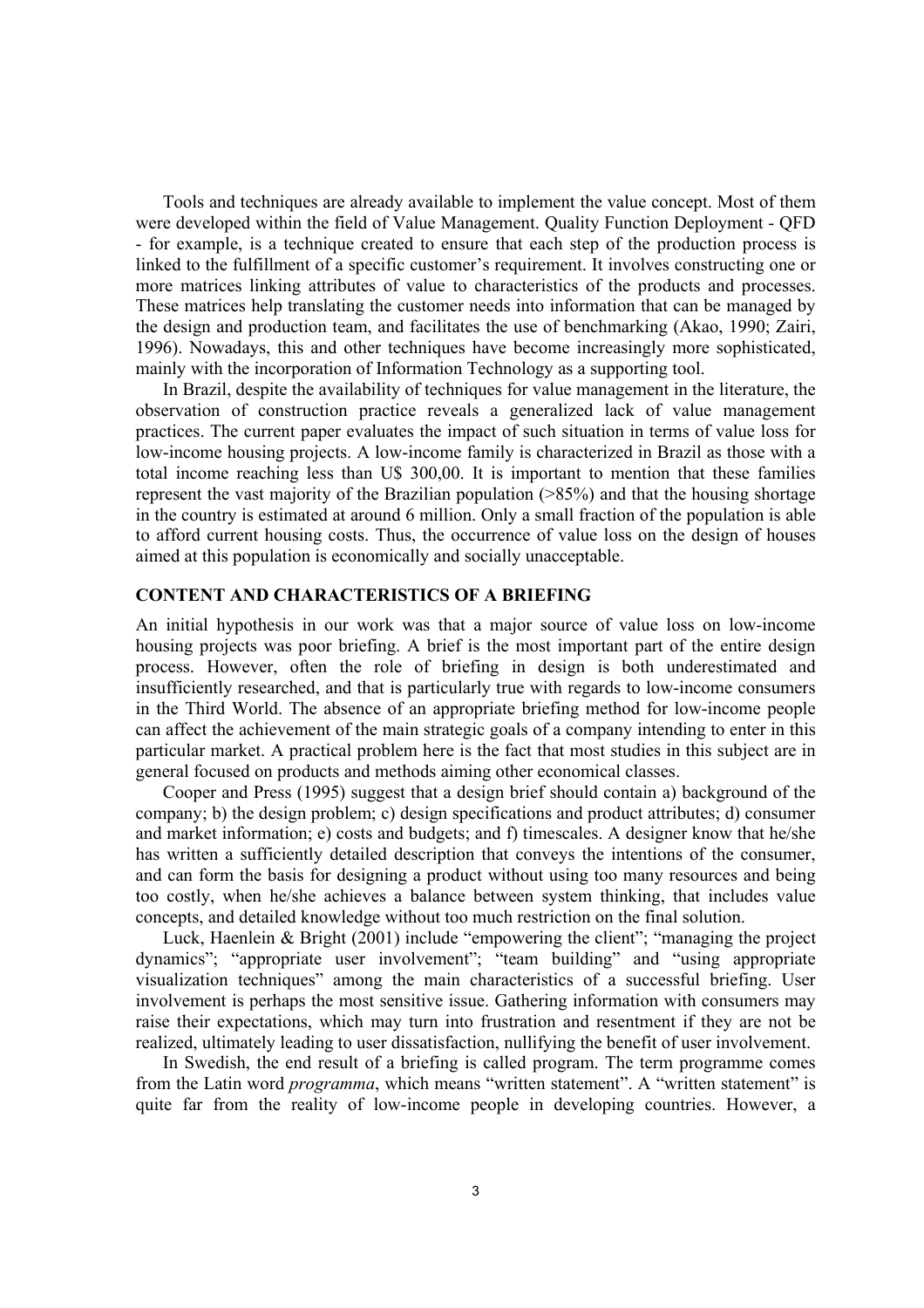Tools and techniques are already available to implement the value concept. Most of them were developed within the field of Value Management. Quality Function Deployment - QFD - for example, is a technique created to ensure that each step of the production process is linked to the fulfillment of a specific customer's requirement. It involves constructing one or more matrices linking attributes of value to characteristics of the products and processes. These matrices help translating the customer needs into information that can be managed by the design and production team, and facilitates the use of benchmarking (Akao, 1990; Zairi, 1996). Nowadays, this and other techniques have become increasingly more sophisticated, mainly with the incorporation of Information Technology as a supporting tool.

In Brazil, despite the availability of techniques for value management in the literature, the observation of construction practice reveals a generalized lack of value management practices. The current paper evaluates the impact of such situation in terms of value loss for low-income housing projects. A low-income family is characterized in Brazil as those with a total income reaching less than U$ 300,00. It is important to mention that these families represent the vast majority of the Brazilian population (>85%) and that the housing shortage in the country is estimated at around 6 million. Only a small fraction of the population is able to afford current housing costs. Thus, the occurrence of value loss on the design of houses aimed at this population is economically and socially unacceptable.

## CONTENT AND CHARACTERISTICS OF A BRIEFING

An initial hypothesis in our work was that a major source of value loss on low-income housing projects was poor briefing. A brief is the most important part of the entire design process. However, often the role of briefing in design is both underestimated and insufficiently researched, and that is particularly true with regards to low-income consumers in the Third World. The absence of an appropriate briefing method for low-income people can affect the achievement of the main strategic goals of a company intending to enter in this particular market. A practical problem here is the fact that most studies in this subject are in general focused on products and methods aiming other economical classes.

Cooper and Press (1995) suggest that a design brief should contain a) background of the company; b) the design problem; c) design specifications and product attributes; d) consumer and market information; e) costs and budgets; and f) timescales. A designer know that he/she has written a sufficiently detailed description that conveys the intentions of the consumer, and can form the basis for designing a product without using too many resources and being too costly, when he/she achieves a balance between system thinking, that includes value concepts, and detailed knowledge without too much restriction on the final solution.

Luck, Haenlein & Bright (2001) include "empowering the client"; "managing the project dynamics"; "appropriate user involvement"; "team building" and "using appropriate visualization techniques" among the main characteristics of a successful briefing. User involvement is perhaps the most sensitive issue. Gathering information with consumers may raise their expectations, which may turn into frustration and resentment if they are not be realized, ultimately leading to user dissatisfaction, nullifying the benefit of user involvement.

In Swedish, the end result of a briefing is called program. The term programme comes from the Latin word *programma*, which means "written statement". A "written statement" is quite far from the reality of low-income people in developing countries. However, a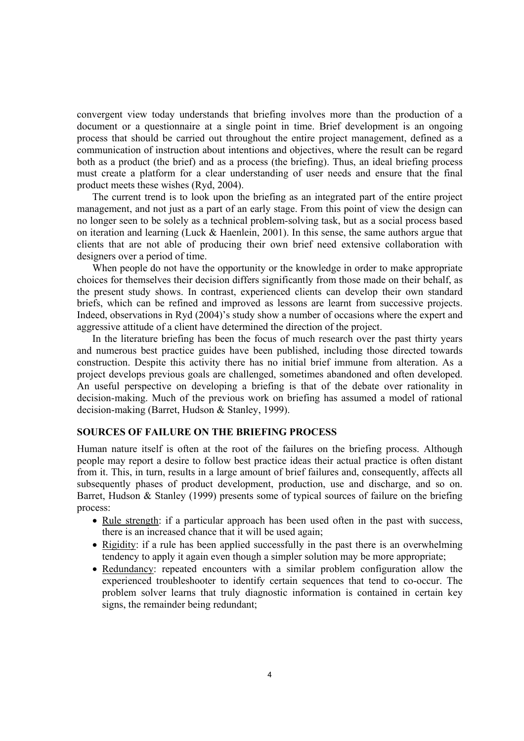convergent view today understands that briefing involves more than the production of a document or a questionnaire at a single point in time. Brief development is an ongoing process that should be carried out throughout the entire project management, defined as a communication of instruction about intentions and objectives, where the result can be regard both as a product (the brief) and as a process (the briefing). Thus, an ideal briefing process must create a platform for a clear understanding of user needs and ensure that the final product meets these wishes (Ryd, 2004).

The current trend is to look upon the briefing as an integrated part of the entire project management, and not just as a part of an early stage. From this point of view the design can no longer seen to be solely as a technical problem-solving task, but as a social process based on iteration and learning (Luck & Haenlein, 2001). In this sense, the same authors argue that clients that are not able of producing their own brief need extensive collaboration with designers over a period of time.

When people do not have the opportunity or the knowledge in order to make appropriate choices for themselves their decision differs significantly from those made on their behalf, as the present study shows. In contrast, experienced clients can develop their own standard briefs, which can be refined and improved as lessons are learnt from successive projects. Indeed, observations in Ryd (2004)'s study show a number of occasions where the expert and aggressive attitude of a client have determined the direction of the project.

In the literature briefing has been the focus of much research over the past thirty years and numerous best practice guides have been published, including those directed towards construction. Despite this activity there has no initial brief immune from alteration. As a project develops previous goals are challenged, sometimes abandoned and often developed. An useful perspective on developing a briefing is that of the debate over rationality in decision-making. Much of the previous work on briefing has assumed a model of rational decision-making (Barret, Hudson & Stanley, 1999).

## SOURCES OF FAILURE ON THE BRIEFING PROCESS

Human nature itself is often at the root of the failures on the briefing process. Although people may report a desire to follow best practice ideas their actual practice is often distant from it. This, in turn, results in a large amount of brief failures and, consequently, affects all subsequently phases of product development, production, use and discharge, and so on. Barret, Hudson & Stanley (1999) presents some of typical sources of failure on the briefing process:

- Rule strength: if a particular approach has been used often in the past with success, there is an increased chance that it will be used again;
- Rigidity: if a rule has been applied successfully in the past there is an overwhelming tendency to apply it again even though a simpler solution may be more appropriate;
- Redundancy: repeated encounters with a similar problem configuration allow the experienced troubleshooter to identify certain sequences that tend to co-occur. The problem solver learns that truly diagnostic information is contained in certain key signs, the remainder being redundant;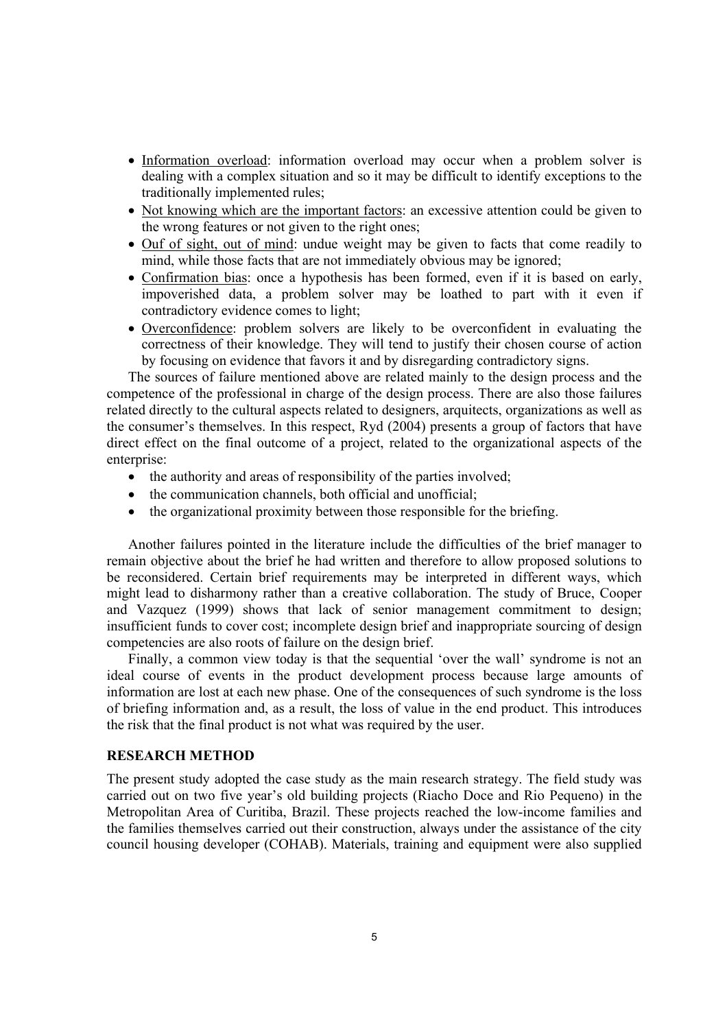- Information overload: information overload may occur when a problem solver is dealing with a complex situation and so it may be difficult to identify exceptions to the traditionally implemented rules;
- Not knowing which are the important factors: an excessive attention could be given to the wrong features or not given to the right ones;
- Ouf of sight, out of mind: undue weight may be given to facts that come readily to mind, while those facts that are not immediately obvious may be ignored;
- Confirmation bias: once a hypothesis has been formed, even if it is based on early, impoverished data, a problem solver may be loathed to part with it even if contradictory evidence comes to light;
- Overconfidence: problem solvers are likely to be overconfident in evaluating the correctness of their knowledge. They will tend to justify their chosen course of action by focusing on evidence that favors it and by disregarding contradictory signs.

The sources of failure mentioned above are related mainly to the design process and the competence of the professional in charge of the design process. There are also those failures related directly to the cultural aspects related to designers, arquitects, organizations as well as the consumer's themselves. In this respect, Ryd (2004) presents a group of factors that have direct effect on the final outcome of a project, related to the organizational aspects of the enterprise:

- the authority and areas of responsibility of the parties involved;
- the communication channels, both official and unofficial;
- the organizational proximity between those responsible for the briefing.

Another failures pointed in the literature include the difficulties of the brief manager to remain objective about the brief he had written and therefore to allow proposed solutions to be reconsidered. Certain brief requirements may be interpreted in different ways, which might lead to disharmony rather than a creative collaboration. The study of Bruce, Cooper and Vazquez (1999) shows that lack of senior management commitment to design; insufficient funds to cover cost; incomplete design brief and inappropriate sourcing of design competencies are also roots of failure on the design brief.

Finally, a common view today is that the sequential 'over the wall' syndrome is not an ideal course of events in the product development process because large amounts of information are lost at each new phase. One of the consequences of such syndrome is the loss of briefing information and, as a result, the loss of value in the end product. This introduces the risk that the final product is not what was required by the user.

## RESEARCH METHOD

The present study adopted the case study as the main research strategy. The field study was carried out on two five year's old building projects (Riacho Doce and Rio Pequeno) in the Metropolitan Area of Curitiba, Brazil. These projects reached the low-income families and the families themselves carried out their construction, always under the assistance of the city council housing developer (COHAB). Materials, training and equipment were also supplied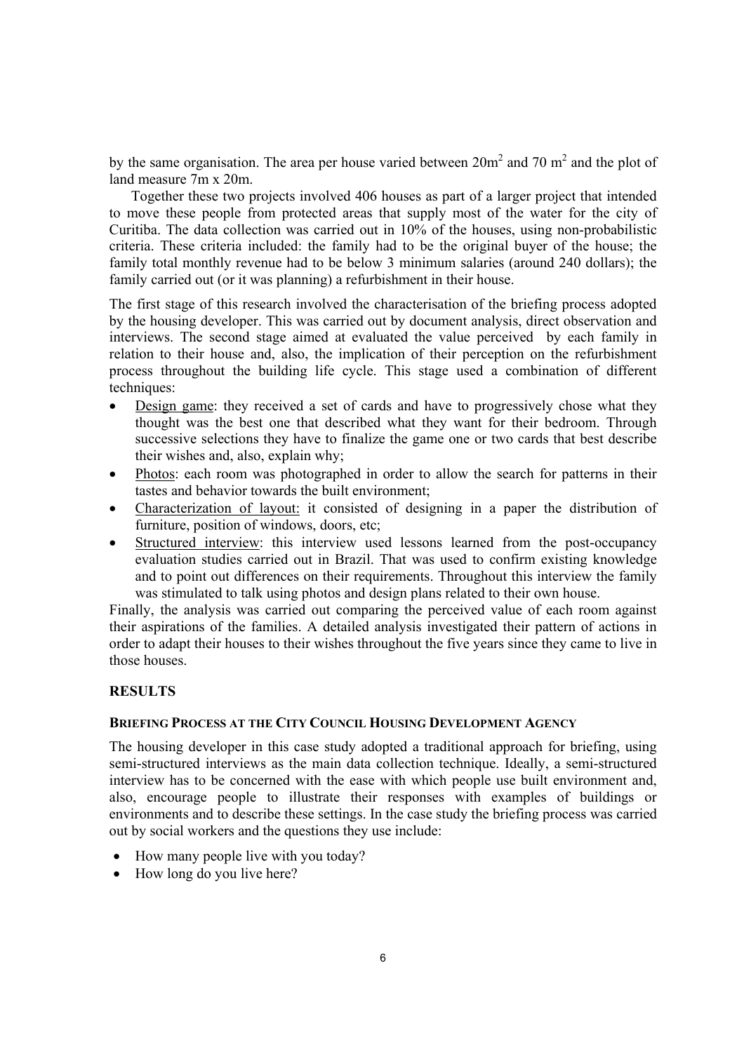by the same organisation. The area per house varied between $20m^2$ and $70\ m^2$ and the plot of land measure 7m x 20m.

Together these two projects involved 406 houses as part of a larger project that intended to move these people from protected areas that supply most of the water for the city of Curitiba. The data collection was carried out in 10% of the houses, using non-probabilistic criteria. These criteria included: the family had to be the original buyer of the house; the family total monthly revenue had to be below 3 minimum salaries (around 240 dollars); the family carried out (or it was planning) a refurbishment in their house.

The first stage of this research involved the characterisation of the briefing process adopted by the housing developer. This was carried out by document analysis, direct observation and interviews. The second stage aimed at evaluated the value perceived by each family in relation to their house and, also, the implication of their perception on the refurbishment process throughout the building life cycle. This stage used a combination of different techniques:

- Design game: they received a set of cards and have to progressively chose what they thought was the best one that described what they want for their bedroom. Through successive selections they have to finalize the game one or two cards that best describe their wishes and, also, explain why;
- Photos: each room was photographed in order to allow the search for patterns in their tastes and behavior towards the built environment;
- Characterization of layout: it consisted of designing in a paper the distribution of furniture, position of windows, doors, etc;
- Structured interview: this interview used lessons learned from the post-occupancy evaluation studies carried out in Brazil. That was used to confirm existing knowledge and to point out differences on their requirements. Throughout this interview the family was stimulated to talk using photos and design plans related to their own house.

Finally, the analysis was carried out comparing the perceived value of each room against their aspirations of the families. A detailed analysis investigated their pattern of actions in order to adapt their houses to their wishes throughout the five years since they came to live in those houses.

## RESULTS

### BRIEFING PROCESS AT THE CITY COUNCIL HOUSING DEVELOPMENT AGENCY

The housing developer in this case study adopted a traditional approach for briefing, using semi-structured interviews as the main data collection technique. Ideally, a semi-structured interview has to be concerned with the ease with which people use built environment and, also, encourage people to illustrate their responses with examples of buildings or environments and to describe these settings. In the case study the briefing process was carried out by social workers and the questions they use include:

- How many people live with you today?
- How long do you live here?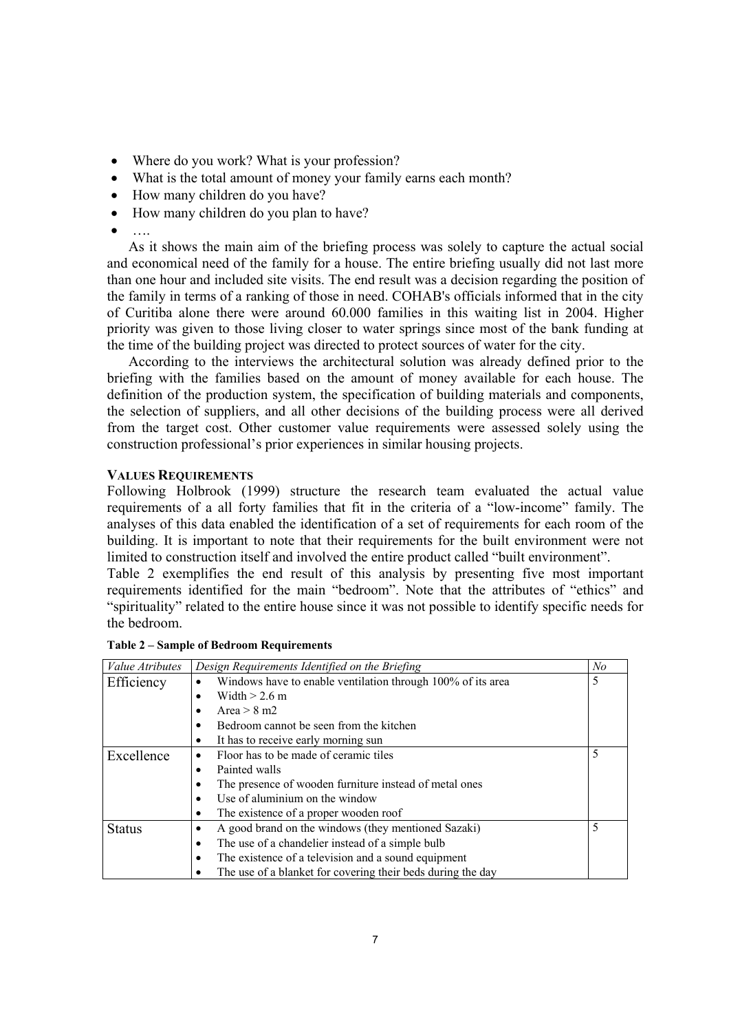- Where do you work? What is your profession?
- What is the total amount of money your family earns each month?
- How many children do you have?
- How many children do you plan to have?
- ….

As it shows the main aim of the briefing process was solely to capture the actual social and economical need of the family for a house. The entire briefing usually did not last more than one hour and included site visits. The end result was a decision regarding the position of the family in terms of a ranking of those in need. COHAB's officials informed that in the city of Curitiba alone there were around 60.000 families in this waiting list in 2004. Higher priority was given to those living closer to water springs since most of the bank funding at the time of the building project was directed to protect sources of water for the city.

According to the interviews the architectural solution was already defined prior to the briefing with the families based on the amount of money available for each house. The definition of the production system, the specification of building materials and components, the selection of suppliers, and all other decisions of the building process were all derived from the target cost. Other customer value requirements were assessed solely using the construction professional's prior experiences in similar housing projects.

### VALUES REQUIREMENTS

Following Holbrook (1999) structure the research team evaluated the actual value requirements of a all forty families that fit in the criteria of a "low-income" family. The analyses of this data enabled the identification of a set of requirements for each room of the building. It is important to note that their requirements for the built environment were not limited to construction itself and involved the entire product called "built environment".

Table 2 exemplifies the end result of this analysis by presenting five most important requirements identified for the main "bedroom". Note that the attributes of "ethics" and "spirituality" related to the entire house since it was not possible to identify specific needs for the bedroom.

**Table 2 – Sample of Bedroom Requirements**

| *Value Atributes* | *Design Requirements Identified on the Briefing* | *No* |
|---|---|---|
| Efficiency | • Windows have to enable ventilation through 100% of its area<br>• Width > 2.6 m<br>• Area > 8 m2<br>• Bedroom cannot be seen from the kitchen<br>• It has to receive early morning sun | 5 |
| Excellence | • Floor has to be made of ceramic tiles<br>• Painted walls<br>• The presence of wooden furniture instead of metal ones<br>• Use of aluminium on the window<br>• The existence of a proper wooden roof | 5 |
| Status | • A good brand on the windows (they mentioned Sazaki)<br>• The use of a chandelier instead of a simple bulb<br>• The existence of a television and a sound equipment<br>• The use of a blanket for covering their beds during the day | 5 |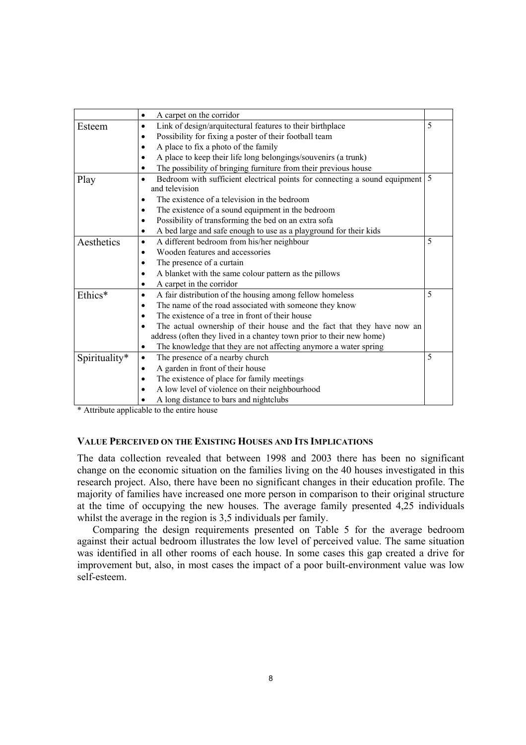| | | |
|---|---|---|
| | • A carpet on the corridor | |
| Esteem | • Link of design/arquitectural features to their birthplace<br>• Possibility for fixing a poster of their football team<br>• A place to fix a photo of the family<br>• A place to keep their life long belongings/souvenirs (a trunk)<br>• The possibility of bringing furniture from their previous house | 5 |
| Play | • Bedroom with sufficient electrical points for connecting a sound equipment and television<br>• The existence of a television in the bedroom<br>• The existence of a sound equipment in the bedroom<br>• Possibility of transforming the bed on an extra sofa<br>• A bed large and safe enough to use as a playground for their kids | 5 |
| Aesthetics | • A different bedroom from his/her neighbour<br>• Wooden features and accessories<br>• The presence of a curtain<br>• A blanket with the same colour pattern as the pillows<br>• A carpet in the corridor | 5 |
| Ethics* | • A fair distribution of the housing among fellow homeless<br>• The name of the road associated with someone they know<br>• The existence of a tree in front of their house<br>• The actual ownership of their house and the fact that they have now an address (often they lived in a chantey town prior to their new home)<br>• The knowledge that they are not affecting anymore a water spring | 5 |
| Spirituality* | • The presence of a nearby church<br>• A garden in front of their house<br>• The existence of place for family meetings<br>• A low level of violence on their neighbourhood<br>• A long distance to bars and nightclubs | 5 |

* Attribute applicable to the entire house

### VALUE PERCEIVED ON THE EXISTING HOUSES AND ITS IMPLICATIONS

The data collection revealed that between 1998 and 2003 there has been no significant change on the economic situation on the families living on the 40 houses investigated in this research project. Also, there have been no significant changes in their education profile. The majority of families have increased one more person in comparison to their original structure at the time of occupying the new houses. The average family presented 4,25 individuals whilst the average in the region is 3,5 individuals per family.

Comparing the design requirements presented on Table 5 for the average bedroom against their actual bedroom illustrates the low level of perceived value. The same situation was identified in all other rooms of each house. In some cases this gap created a drive for improvement but, also, in most cases the impact of a poor built-environment value was low self-esteem.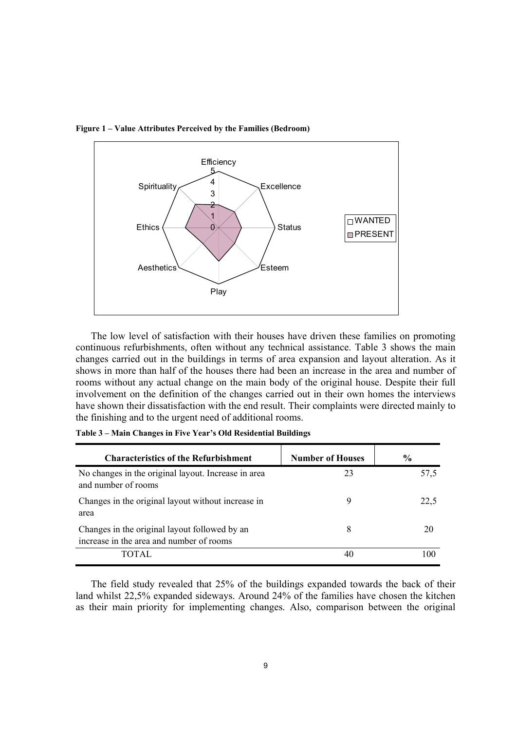**Figure 1 – Value Attributes Perceived by the Families (Bedroom)**

The low level of satisfaction with their houses have driven these families on promoting continuous refurbishments, often without any technical assistance. Table 3 shows the main changes carried out in the buildings in terms of area expansion and layout alteration. As it shows in more than half of the houses there had been an increase in the area and number of rooms without any actual change on the main body of the original house. Despite their full involvement on the definition of the changes carried out in their own homes the interviews have shown their dissatisfaction with the end result. Their complaints were directed mainly to the finishing and to the urgent need of additional rooms.

**Table 3 – Main Changes in Five Year's Old Residential Buildings**

| Characteristics of the Refurbishment | Number of Houses | % |
|---|---|---|
| No changes in the original layout. Increase in area and number of rooms | 23 | 57,5 |
| Changes in the original layout without increase in area | 9 | 22,5 |
| Changes in the original layout followed by an increase in the area and number of rooms | 8 | 20 |
| TOTAL | 40 | 100 |

The field study revealed that 25% of the buildings expanded towards the back of their land whilst 22,5% expanded sideways. Around 24% of the families have chosen the kitchen as their main priority for implementing changes. Also, comparison between the original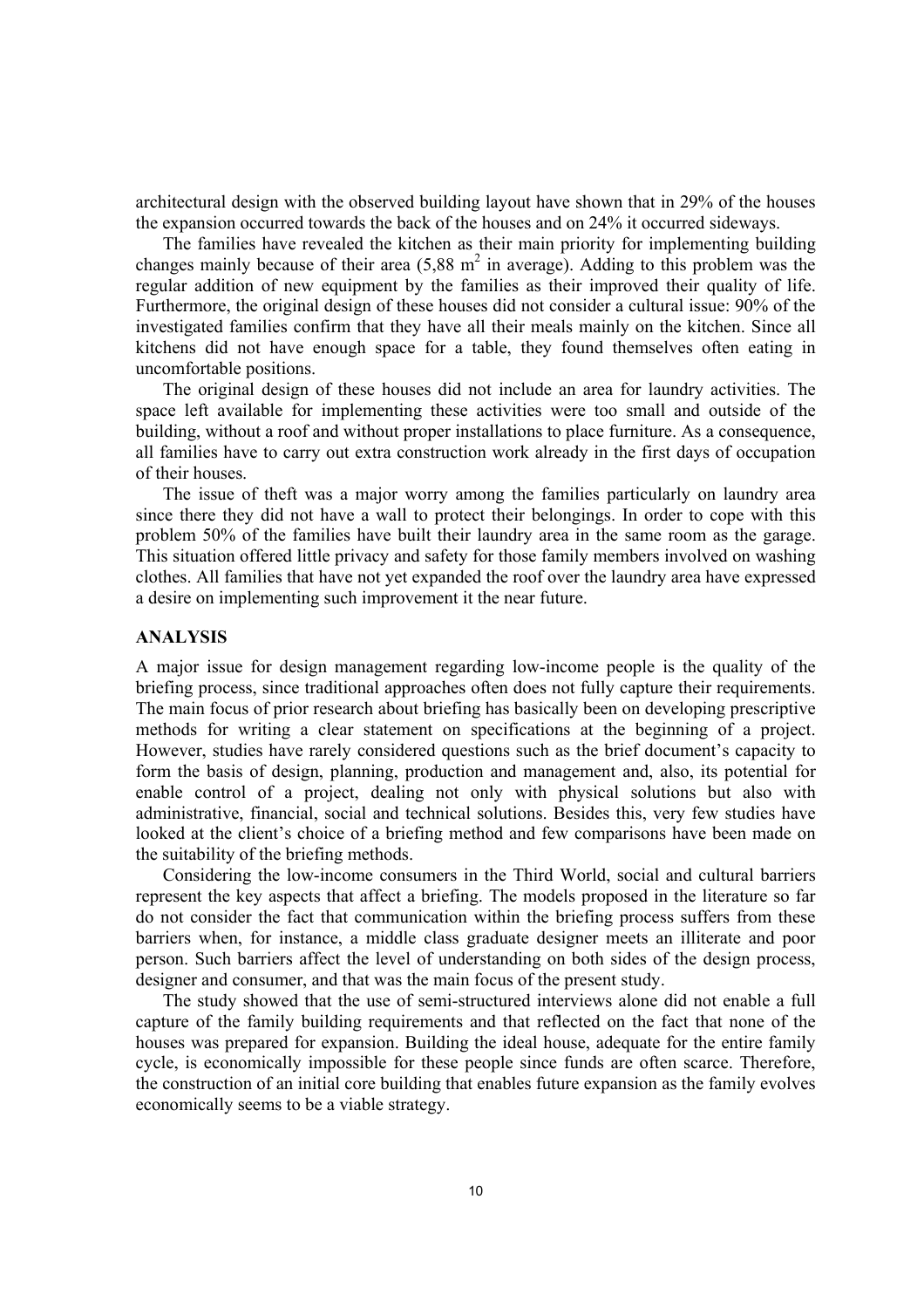architectural design with the observed building layout have shown that in 29% of the houses the expansion occurred towards the back of the houses and on 24% it occurred sideways.

The families have revealed the kitchen as their main priority for implementing building changes mainly because of their area (5,88 $m^2$ in average). Adding to this problem was the regular addition of new equipment by the families as their improved their quality of life. Furthermore, the original design of these houses did not consider a cultural issue: 90% of the investigated families confirm that they have all their meals mainly on the kitchen. Since all kitchens did not have enough space for a table, they found themselves often eating in uncomfortable positions.

The original design of these houses did not include an area for laundry activities. The space left available for implementing these activities were too small and outside of the building, without a roof and without proper installations to place furniture. As a consequence, all families have to carry out extra construction work already in the first days of occupation of their houses.

The issue of theft was a major worry among the families particularly on laundry area since there they did not have a wall to protect their belongings. In order to cope with this problem 50% of the families have built their laundry area in the same room as the garage. This situation offered little privacy and safety for those family members involved on washing clothes. All families that have not yet expanded the roof over the laundry area have expressed a desire on implementing such improvement it the near future.

## ANALYSIS

A major issue for design management regarding low-income people is the quality of the briefing process, since traditional approaches often does not fully capture their requirements. The main focus of prior research about briefing has basically been on developing prescriptive methods for writing a clear statement on specifications at the beginning of a project. However, studies have rarely considered questions such as the brief document's capacity to form the basis of design, planning, production and management and, also, its potential for enable control of a project, dealing not only with physical solutions but also with administrative, financial, social and technical solutions. Besides this, very few studies have looked at the client's choice of a briefing method and few comparisons have been made on the suitability of the briefing methods.

Considering the low-income consumers in the Third World, social and cultural barriers represent the key aspects that affect a briefing. The models proposed in the literature so far do not consider the fact that communication within the briefing process suffers from these barriers when, for instance, a middle class graduate designer meets an illiterate and poor person. Such barriers affect the level of understanding on both sides of the design process, designer and consumer, and that was the main focus of the present study.

The study showed that the use of semi-structured interviews alone did not enable a full capture of the family building requirements and that reflected on the fact that none of the houses was prepared for expansion. Building the ideal house, adequate for the entire family cycle, is economically impossible for these people since funds are often scarce. Therefore, the construction of an initial core building that enables future expansion as the family evolves economically seems to be a viable strategy.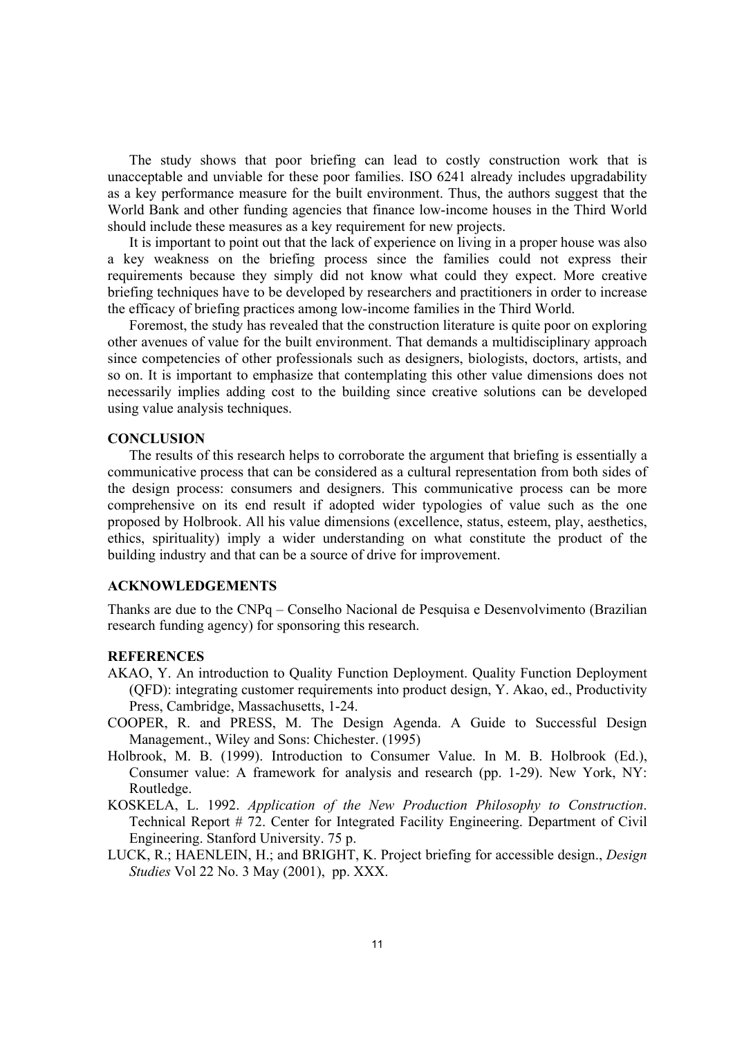The study shows that poor briefing can lead to costly construction work that is unacceptable and unviable for these poor families. ISO 6241 already includes upgradability as a key performance measure for the built environment. Thus, the authors suggest that the World Bank and other funding agencies that finance low-income houses in the Third World should include these measures as a key requirement for new projects.

It is important to point out that the lack of experience on living in a proper house was also a key weakness on the briefing process since the families could not express their requirements because they simply did not know what could they expect. More creative briefing techniques have to be developed by researchers and practitioners in order to increase the efficacy of briefing practices among low-income families in the Third World.

Foremost, the study has revealed that the construction literature is quite poor on exploring other avenues of value for the built environment. That demands a multidisciplinary approach since competencies of other professionals such as designers, biologists, doctors, artists, and so on. It is important to emphasize that contemplating this other value dimensions does not necessarily implies adding cost to the building since creative solutions can be developed using value analysis techniques.

## CONCLUSION

The results of this research helps to corroborate the argument that briefing is essentially a communicative process that can be considered as a cultural representation from both sides of the design process: consumers and designers. This communicative process can be more comprehensive on its end result if adopted wider typologies of value such as the one proposed by Holbrook. All his value dimensions (excellence, status, esteem, play, aesthetics, ethics, spirituality) imply a wider understanding on what constitute the product of the building industry and that can be a source of drive for improvement.

## ACKNOWLEDGEMENTS

Thanks are due to the CNPq – Conselho Nacional de Pesquisa e Desenvolvimento (Brazilian research funding agency) for sponsoring this research.

## REFERENCES

AKAO, Y. An introduction to Quality Function Deployment. Quality Function Deployment (QFD): integrating customer requirements into product design, Y. Akao, ed., Productivity Press, Cambridge, Massachusetts, 1-24.

COOPER, R. and PRESS, M. The Design Agenda. A Guide to Successful Design Management., Wiley and Sons: Chichester. (1995)

Holbrook, M. B. (1999). Introduction to Consumer Value. In M. B. Holbrook (Ed.), Consumer value: A framework for analysis and research (pp. 1-29). New York, NY: Routledge.

KOSKELA, L. 1992. *Application of the New Production Philosophy to Construction*. Technical Report # 72. Center for Integrated Facility Engineering. Department of Civil Engineering. Stanford University. 75 p.

LUCK, R.; HAENLEIN, H.; and BRIGHT, K. Project briefing for accessible design., *Design Studies* Vol 22 No. 3 May (2001), pp. XXX.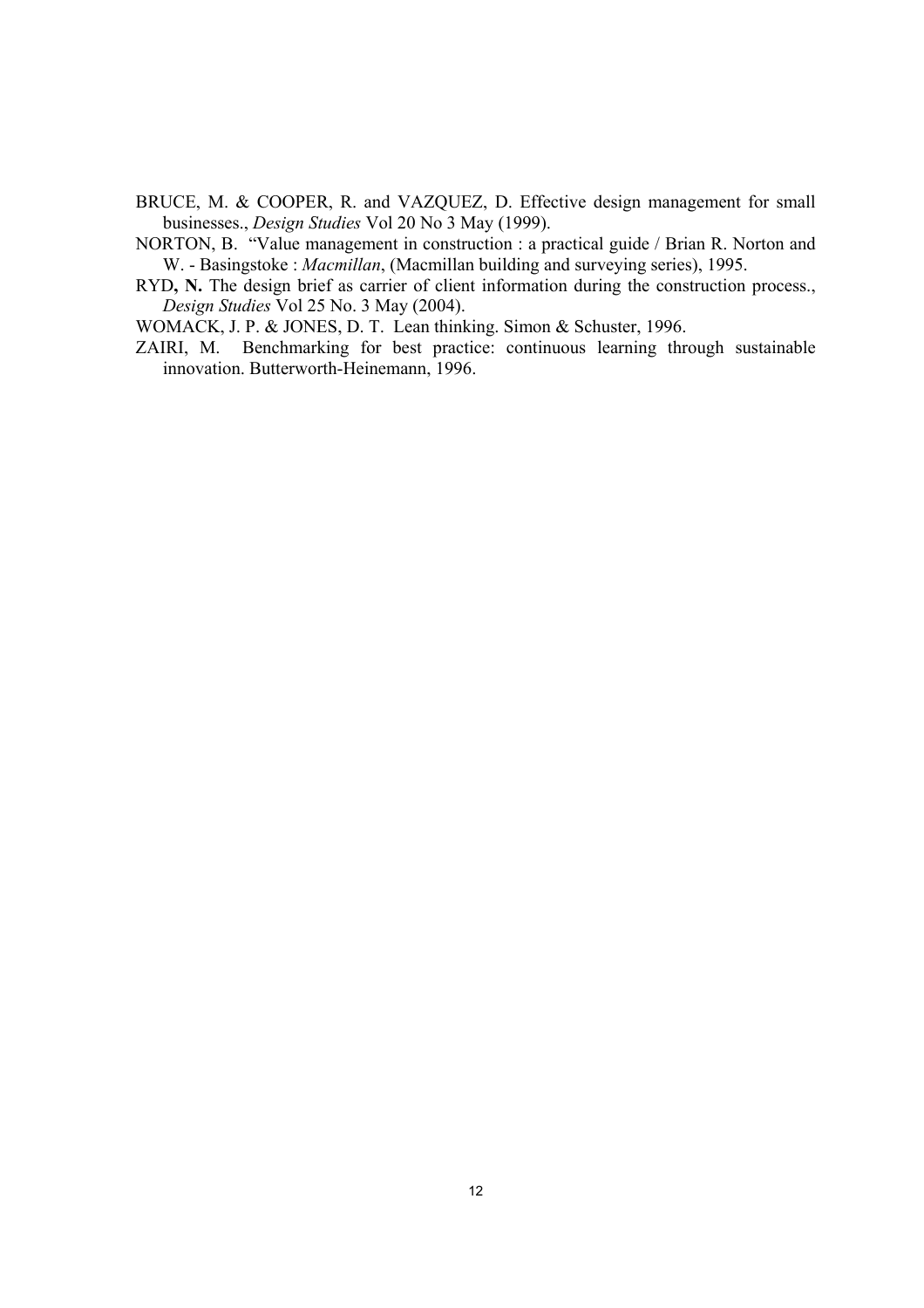BRUCE, M. & COOPER, R. and VAZQUEZ, D. Effective design management for small businesses., *Design Studies* Vol 20 No 3 May (1999).

NORTON, B. "Value management in construction : a practical guide / Brian R. Norton and W. - Basingstoke : *Macmillan*, (Macmillan building and surveying series), 1995.

RYD**, N.** The design brief as carrier of client information during the construction process., *Design Studies* Vol 25 No. 3 May (2004).

WOMACK, J. P. & JONES, D. T. Lean thinking. Simon & Schuster, 1996.

ZAIRI, M. Benchmarking for best practice: continuous learning through sustainable innovation. Butterworth-Heinemann, 1996.